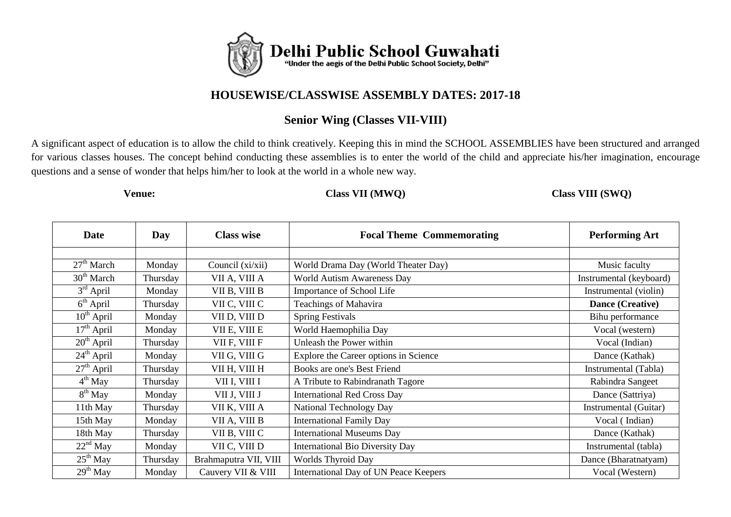# Delhi Public School Guwahati

"Under the aegis of the Delhi Public School Society, Delhi"

## HOUSEWISE/CLASSWISE ASSEMBLY DATES: 2017-18

### Senior Wing (Classes VII-VIII)

A significant aspect of education is to allow the child to think creatively. Keeping this in mind the SCHOOL ASSEMBLIES have been structured and arranged for various classes houses. The concept behind conducting these assemblies is to enter the world of the child and appreciate his/her imagination, encourage questions and a sense of wonder that helps him/her to look at the world in a whole new way.

**Venue:** **Class VII (MWQ)** **Class VIII (SWQ)**

| Date | Day | Class wise | Focal Theme Commemorating | Performing Art |
|---|---|---|---|---|
| | | | | |
| 27th March | Monday | Council (xi/xii) | World Drama Day (World Theater Day) | Music faculty |
| 30th March | Thursday | VII A, VIII A | World Autism Awareness Day | Instrumental (keyboard) |
| 3rd April | Monday | VII B, VIII B | Importance of School Life | Instrumental (violin) |
| 6th April | Thursday | VII C, VIII C | Teachings of Mahavira | **Dance (Creative)** |
| 10th April | Monday | VII D, VIII D | Spring Festivals | Bihu performance |
| 17th April | Monday | VII E, VIII E | World Haemophilia Day | Vocal (western) |
| 20th April | Thursday | VII F, VIII F | Unleash the Power within | Vocal (Indian) |
| 24th April | Monday | VII G, VIII G | Explore the Career options in Science | Dance (Kathak) |
| 27th April | Thursday | VII H, VIII H | Books are one's Best Friend | Instrumental (Tabla) |
| 4th May | Thursday | VII I, VIII I | A Tribute to Rabindranath Tagore | Rabindra Sangeet |
| 8th May | Monday | VII J, VIII J | International Red Cross Day | Dance (Sattriya) |
| 11th May | Thursday | VII K, VIII A | National Technology Day | Instrumental (Guitar) |
| 15th May | Monday | VII A, VIII B | International Family Day | Vocal ( Indian) |
| 18th May | Thursday | VII B, VIII C | International Museums Day | Dance (Kathak) |
| 22nd May | Monday | VII C, VIII D | International Bio Diversity Day | Instrumental (tabla) |
| 25th May | Thursday | Brahmaputra VII, VIII | Worlds Thyroid Day | Dance (Bharatnatyam) |
| 29th May | Monday | Cauvery VII & VIII | International Day of UN Peace Keepers | Vocal (Western) |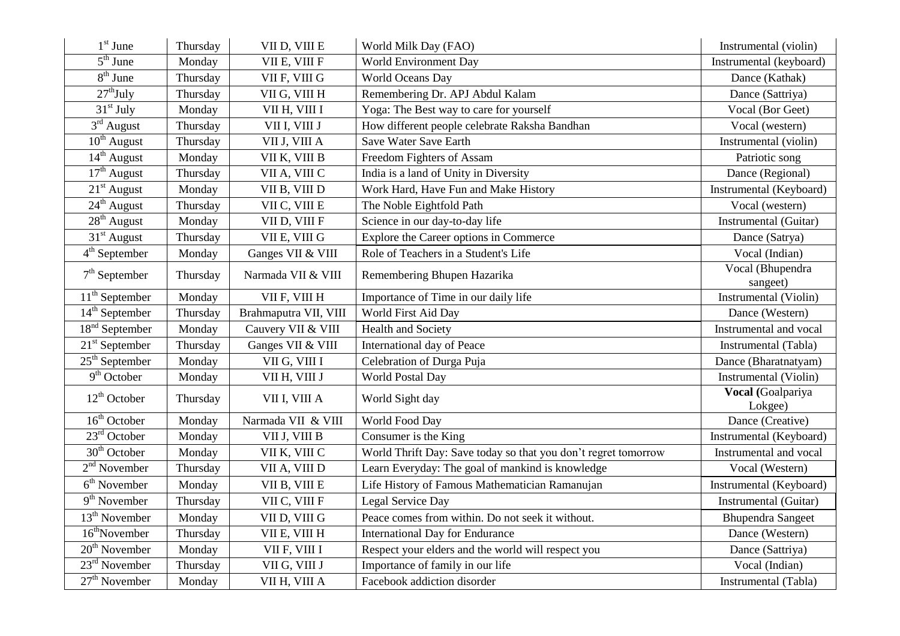| | | | | |
|---|---|---|---|---|
| 1st June | Thursday | VII D, VIII E | World Milk Day (FAO) | Instrumental (violin) |
| 5th June | Monday | VII E, VIII F | World Environment Day | Instrumental (keyboard) |
| 8th June | Thursday | VII F, VIII G | World Oceans Day | Dance (Kathak) |
| 27thJuly | Thursday | VII G, VIII H | Remembering Dr. APJ Abdul Kalam | Dance (Sattriya) |
| 31st July | Monday | VII H, VIII I | Yoga: The Best way to care for yourself | Vocal (Bor Geet) |
| 3rd August | Thursday | VII I, VIII J | How different people celebrate Raksha Bandhan | Vocal (western) |
| 10th August | Thursday | VII J, VIII A | Save Water Save Earth | Instrumental (violin) |
| 14th August | Monday | VII K, VIII B | Freedom Fighters of Assam | Patriotic song |
| 17th August | Thursday | VII A, VIII C | India is a land of Unity in Diversity | Dance (Regional) |
| 21st August | Monday | VII B, VIII D | Work Hard, Have Fun and Make History | Instrumental (Keyboard) |
| 24th August | Thursday | VII C, VIII E | The Noble Eightfold Path | Vocal (western) |
| 28th August | Monday | VII D, VIII F | Science in our day-to-day life | Instrumental (Guitar) |
| 31st August | Thursday | VII E, VIII G | Explore the Career options in Commerce | Dance (Satrya) |
| 4th September | Monday | Ganges VII & VIII | Role of Teachers in a Student's Life | Vocal (Indian) |
| 7th September | Thursday | Narmada VII & VIII | Remembering Bhupen Hazarika | Vocal (Bhupendra sangeet) |
| 11th September | Monday | VII F, VIII H | Importance of Time in our daily life | Instrumental (Violin) |
| 14th September | Thursday | Brahmaputra VII, VIII | World First Aid Day | Dance (Western) |
| 18nd September | Monday | Cauvery VII & VIII | Health and Society | Instrumental and vocal |
| 21st September | Thursday | Ganges VII & VIII | International day of Peace | Instrumental (Tabla) |
| 25th September | Monday | VII G, VIII I | Celebration of Durga Puja | Dance (Bharatnatyam) |
| 9th October | Monday | VII H, VIII J | World Postal Day | Instrumental (Violin) |
| 12th October | Thursday | VII I, VIII A | World Sight day | **Vocal (**Goalpariya Lokgee) |
| 16th October | Monday | Narmada VII & VIII | World Food Day | Dance (Creative) |
| 23rd October | Monday | VII J, VIII B | Consumer is the King | Instrumental (Keyboard) |
| 30th October | Monday | VII K, VIII C | World Thrift Day: Save today so that you don't regret tomorrow | Instrumental and vocal |
| 2nd November | Thursday | VII A, VIII D | Learn Everyday: The goal of mankind is knowledge | Vocal (Western) |
| 6th November | Monday | VII B, VIII E | Life History of Famous Mathematician Ramanujan | Instrumental (Keyboard) |
| 9th November | Thursday | VII C, VIII F | Legal Service Day | Instrumental (Guitar) |
| 13th November | Monday | VII D, VIII G | Peace comes from within. Do not seek it without. | Bhupendra Sangeet |
| 16thNovember | Thursday | VII E, VIII H | International Day for Endurance | Dance (Western) |
| 20th November | Monday | VII F, VIII I | Respect your elders and the world will respect you | Dance (Sattriya) |
| 23rd November | Thursday | VII G, VIII J | Importance of family in our life | Vocal (Indian) |
| 27th November | Monday | VII H, VIII A | Facebook addiction disorder | Instrumental (Tabla) |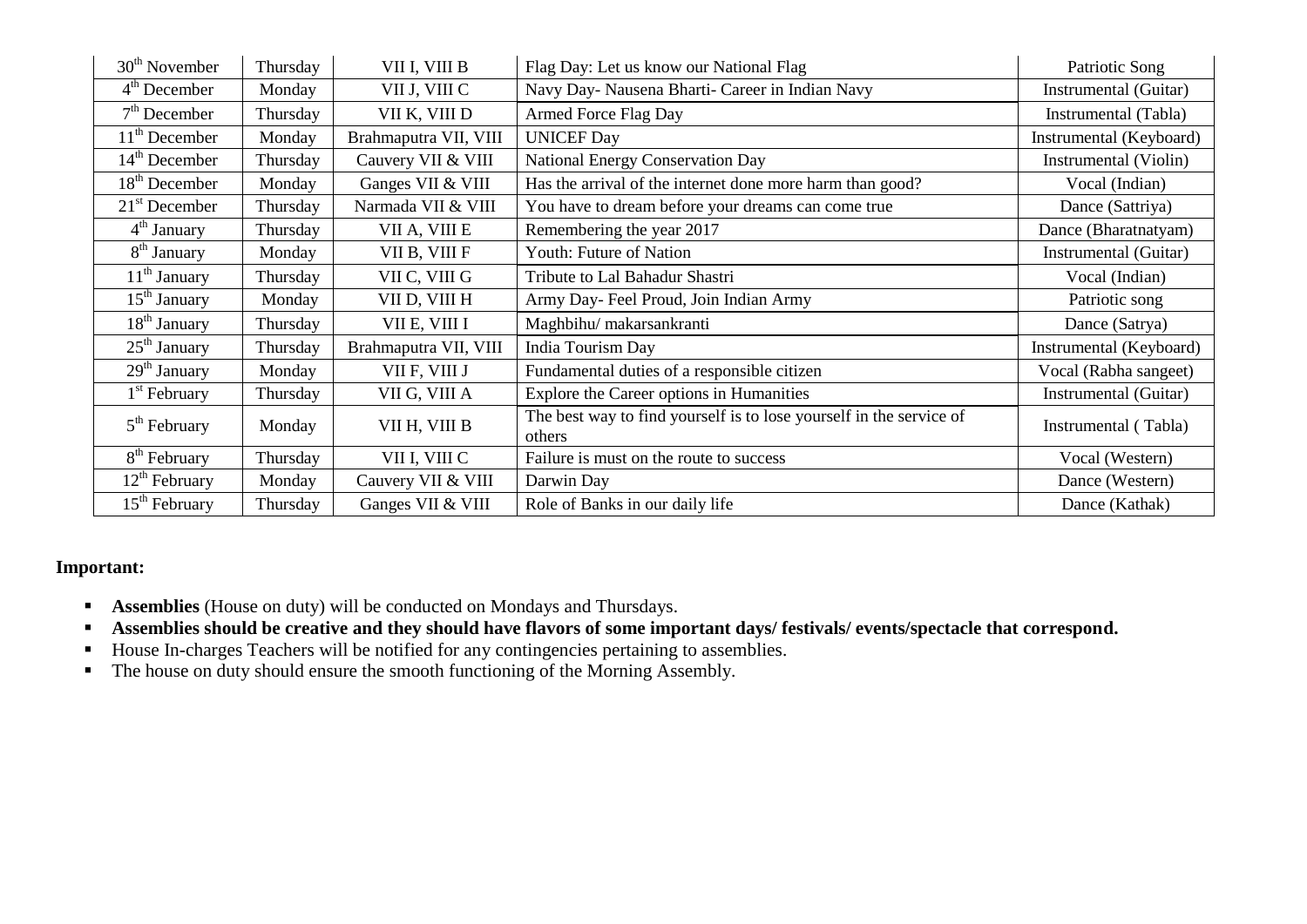| | | | | |
|---|---|---|---|---|
| 30th November | Thursday | VII I, VIII B | Flag Day: Let us know our National Flag | Patriotic Song |
| 4th December | Monday | VII J, VIII C | Navy Day- Nausena Bharti- Career in Indian Navy | Instrumental (Guitar) |
| 7th December | Thursday | VII K, VIII D | Armed Force Flag Day | Instrumental (Tabla) |
| 11th December | Monday | Brahmaputra VII, VIII | UNICEF Day | Instrumental (Keyboard) |
| 14th December | Thursday | Cauvery VII & VIII | National Energy Conservation Day | Instrumental (Violin) |
| 18th December | Monday | Ganges VII & VIII | Has the arrival of the internet done more harm than good? | Vocal (Indian) |
| 21st December | Thursday | Narmada VII & VIII | You have to dream before your dreams can come true | Dance (Sattriya) |
| 4th January | Thursday | VII A, VIII E | Remembering the year 2017 | Dance (Bharatnatyam) |
| 8th January | Monday | VII B, VIII F | Youth: Future of Nation | Instrumental (Guitar) |
| 11th January | Thursday | VII C, VIII G | Tribute to Lal Bahadur Shastri | Vocal (Indian) |
| 15th January | Monday | VII D, VIII H | Army Day- Feel Proud, Join Indian Army | Patriotic song |
| 18th January | Thursday | VII E, VIII I | Maghbihu/ makarsankranti | Dance (Satrya) |
| 25th January | Thursday | Brahmaputra VII, VIII | India Tourism Day | Instrumental (Keyboard) |
| 29th January | Monday | VII F, VIII J | Fundamental duties of a responsible citizen | Vocal (Rabha sangeet) |
| 1st February | Thursday | VII G, VIII A | Explore the Career options in Humanities | Instrumental (Guitar) |
| 5th February | Monday | VII H, VIII B | The best way to find yourself is to lose yourself in the service of others | Instrumental ( Tabla) |
| 8th February | Thursday | VII I, VIII C | Failure is must on the route to success | Vocal (Western) |
| 12th February | Monday | Cauvery VII & VIII | Darwin Day | Dance (Western) |
| 15th February | Thursday | Ganges VII & VIII | Role of Banks in our daily life | Dance (Kathak) |

**Important:**

- **Assemblies** (House on duty) will be conducted on Mondays and Thursdays.
- **Assemblies should be creative and they should have flavors of some important days/ festivals/ events/spectacle that correspond.**
- House In-charges Teachers will be notified for any contingencies pertaining to assemblies.
- The house on duty should ensure the smooth functioning of the Morning Assembly.